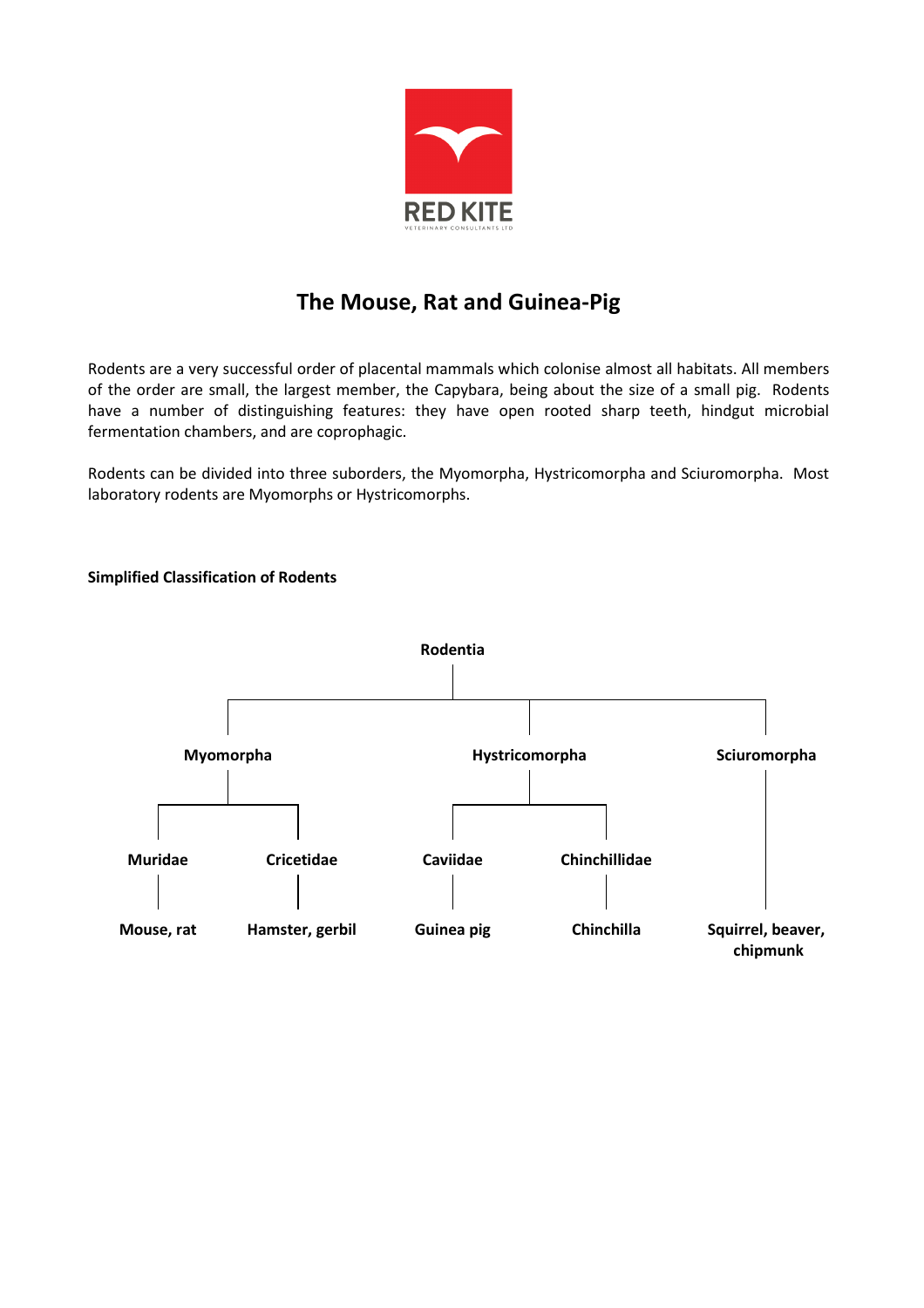RED KITE

VETERINARY CONSULTANTS LTD

# The Mouse, Rat and Guinea-Pig

Rodents are a very successful order of placental mammals which colonise almost all habitats. All members of the order are small, the largest member, the Capybara, being about the size of a small pig. Rodents have a number of distinguishing features: they have open rooted sharp teeth, hindgut microbial fermentation chambers, and are coprophagic.

Rodents can be divided into three suborders, the Myomorpha, Hystricomorpha and Sciuromorpha. Most laboratory rodents are Myomorphs or Hystricomorphs.

**Simplified Classification of Rodents**

- **Rodentia**
  - **Myomorpha**
    - **Muridae**
      - **Mouse, rat**
    - **Cricetidae**
      - **Hamster, gerbil**
  - **Hystricomorpha**
    - **Caviidae**
      - **Guinea pig**
    - **Chinchillidae**
      - **Chinchilla**
  - **Sciuromorpha**
    - **Squirrel, beaver, chipmunk**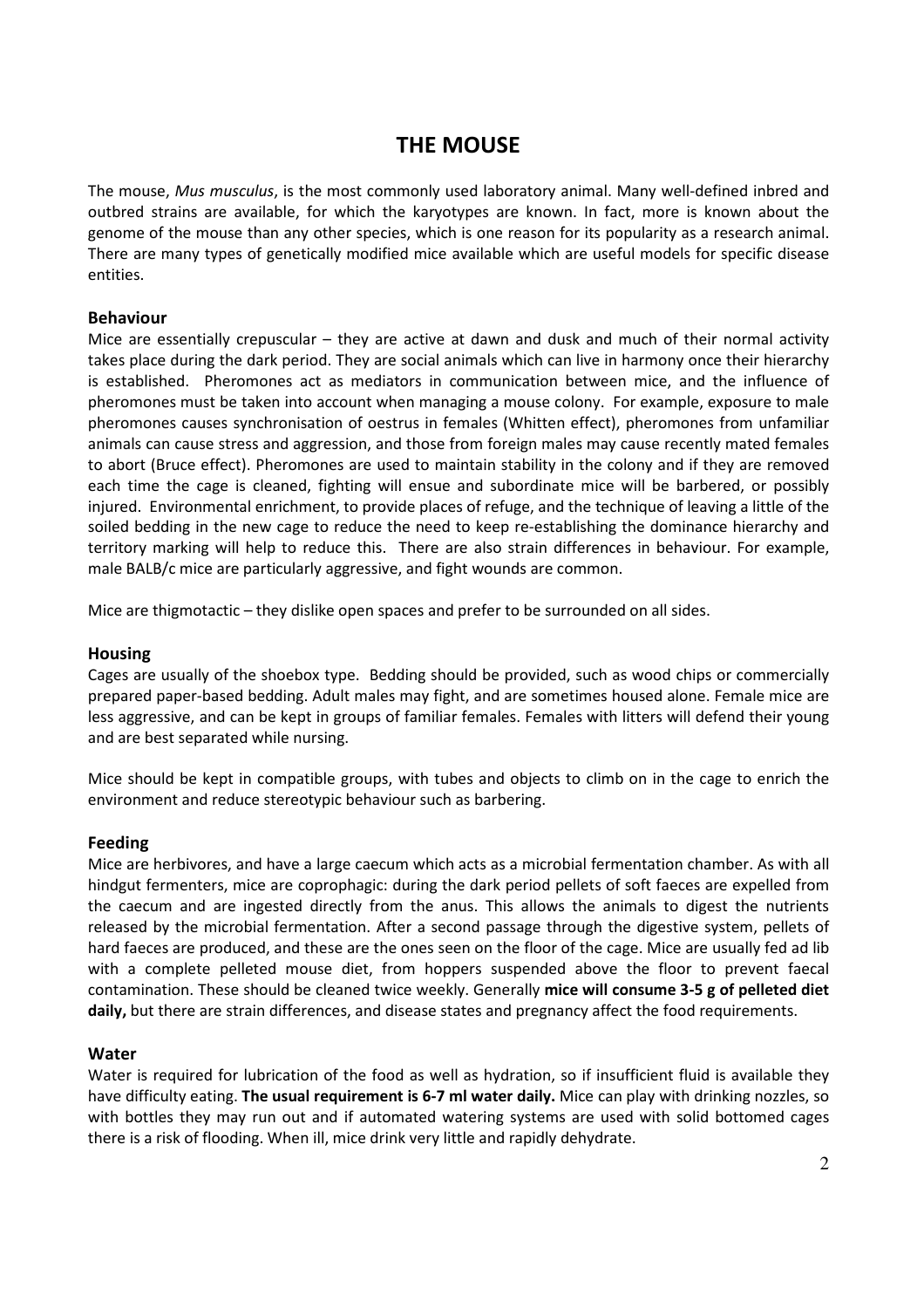# THE MOUSE

The mouse, *Mus musculus*, is the most commonly used laboratory animal. Many well-defined inbred and outbred strains are available, for which the karyotypes are known. In fact, more is known about the genome of the mouse than any other species, which is one reason for its popularity as a research animal. There are many types of genetically modified mice available which are useful models for specific disease entities.

## Behaviour

Mice are essentially crepuscular – they are active at dawn and dusk and much of their normal activity takes place during the dark period. They are social animals which can live in harmony once their hierarchy is established. Pheromones act as mediators in communication between mice, and the influence of pheromones must be taken into account when managing a mouse colony. For example, exposure to male pheromones causes synchronisation of oestrus in females (Whitten effect), pheromones from unfamiliar animals can cause stress and aggression, and those from foreign males may cause recently mated females to abort (Bruce effect). Pheromones are used to maintain stability in the colony and if they are removed each time the cage is cleaned, fighting will ensue and subordinate mice will be barbered, or possibly injured. Environmental enrichment, to provide places of refuge, and the technique of leaving a little of the soiled bedding in the new cage to reduce the need to keep re-establishing the dominance hierarchy and territory marking will help to reduce this. There are also strain differences in behaviour. For example, male BALB/c mice are particularly aggressive, and fight wounds are common.

Mice are thigmotactic – they dislike open spaces and prefer to be surrounded on all sides.

## Housing

Cages are usually of the shoebox type. Bedding should be provided, such as wood chips or commercially prepared paper-based bedding. Adult males may fight, and are sometimes housed alone. Female mice are less aggressive, and can be kept in groups of familiar females. Females with litters will defend their young and are best separated while nursing.

Mice should be kept in compatible groups, with tubes and objects to climb on in the cage to enrich the environment and reduce stereotypic behaviour such as barbering.

## Feeding

Mice are herbivores, and have a large caecum which acts as a microbial fermentation chamber. As with all hindgut fermenters, mice are coprophagic: during the dark period pellets of soft faeces are expelled from the caecum and are ingested directly from the anus. This allows the animals to digest the nutrients released by the microbial fermentation. After a second passage through the digestive system, pellets of hard faeces are produced, and these are the ones seen on the floor of the cage. Mice are usually fed ad lib with a complete pelleted mouse diet, from hoppers suspended above the floor to prevent faecal contamination. These should be cleaned twice weekly. Generally **mice will consume 3-5 g of pelleted diet daily,** but there are strain differences, and disease states and pregnancy affect the food requirements.

## Water

Water is required for lubrication of the food as well as hydration, so if insufficient fluid is available they have difficulty eating. **The usual requirement is 6-7 ml water daily.** Mice can play with drinking nozzles, so with bottles they may run out and if automated watering systems are used with solid bottomed cages there is a risk of flooding. When ill, mice drink very little and rapidly dehydrate.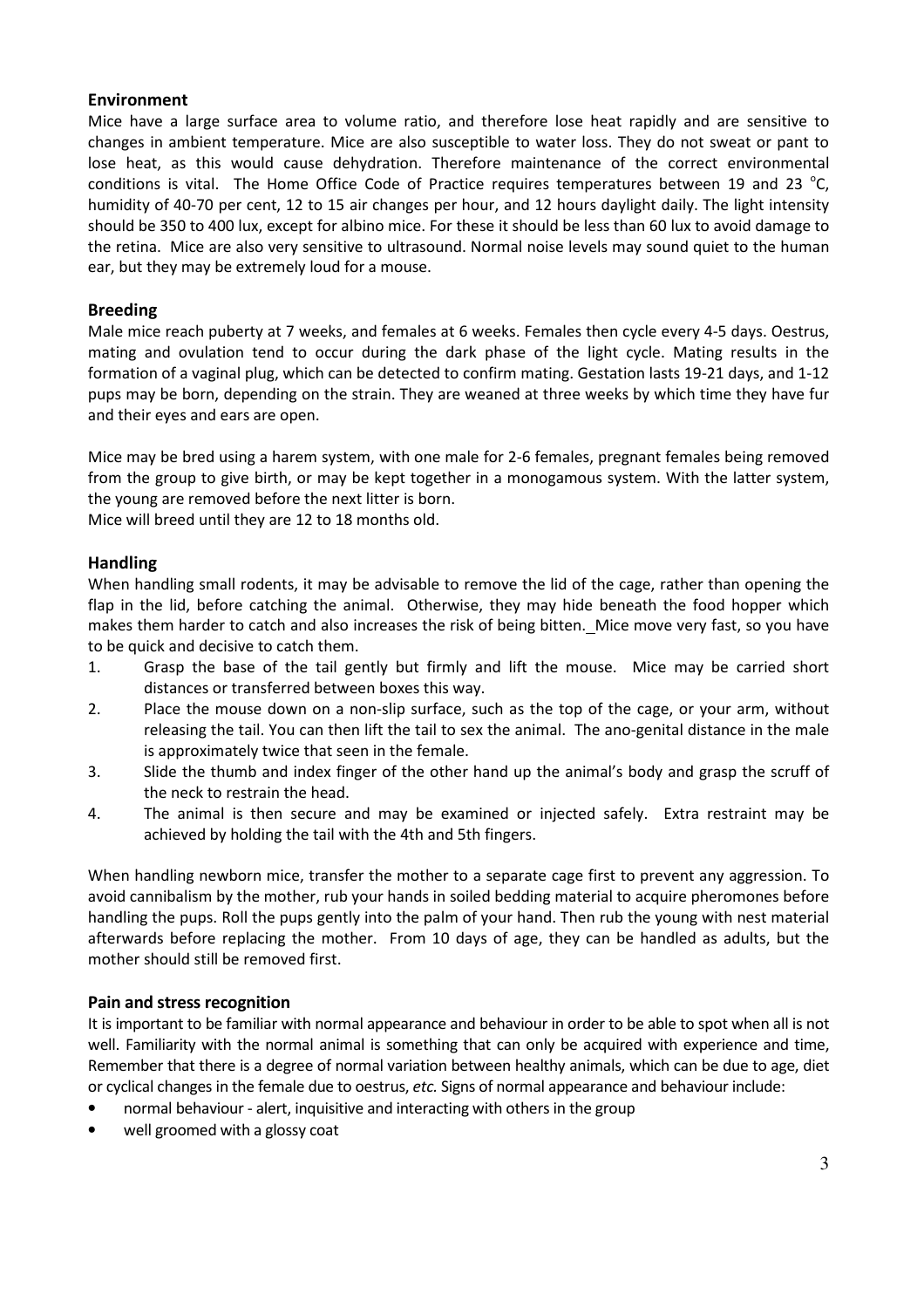## Environment

Mice have a large surface area to volume ratio, and therefore lose heat rapidly and are sensitive to changes in ambient temperature. Mice are also susceptible to water loss. They do not sweat or pant to lose heat, as this would cause dehydration. Therefore maintenance of the correct environmental conditions is vital. The Home Office Code of Practice requires temperatures between 19 and 23 °C, humidity of 40-70 per cent, 12 to 15 air changes per hour, and 12 hours daylight daily. The light intensity should be 350 to 400 lux, except for albino mice. For these it should be less than 60 lux to avoid damage to the retina. Mice are also very sensitive to ultrasound. Normal noise levels may sound quiet to the human ear, but they may be extremely loud for a mouse.

## Breeding

Male mice reach puberty at 7 weeks, and females at 6 weeks. Females then cycle every 4-5 days. Oestrus, mating and ovulation tend to occur during the dark phase of the light cycle. Mating results in the formation of a vaginal plug, which can be detected to confirm mating. Gestation lasts 19-21 days, and 1-12 pups may be born, depending on the strain. They are weaned at three weeks by which time they have fur and their eyes and ears are open.

Mice may be bred using a harem system, with one male for 2-6 females, pregnant females being removed from the group to give birth, or may be kept together in a monogamous system. With the latter system, the young are removed before the next litter is born.

Mice will breed until they are 12 to 18 months old.

## Handling

When handling small rodents, it may be advisable to remove the lid of the cage, rather than opening the flap in the lid, before catching the animal. Otherwise, they may hide beneath the food hopper which makes them harder to catch and also increases the risk of being bitten. Mice move very fast, so you have to be quick and decisive to catch them.

1. Grasp the base of the tail gently but firmly and lift the mouse. Mice may be carried short distances or transferred between boxes this way.
2. Place the mouse down on a non-slip surface, such as the top of the cage, or your arm, without releasing the tail. You can then lift the tail to sex the animal. The ano-genital distance in the male is approximately twice that seen in the female.
3. Slide the thumb and index finger of the other hand up the animal's body and grasp the scruff of the neck to restrain the head.
4. The animal is then secure and may be examined or injected safely. Extra restraint may be achieved by holding the tail with the 4th and 5th fingers.

When handling newborn mice, transfer the mother to a separate cage first to prevent any aggression. To avoid cannibalism by the mother, rub your hands in soiled bedding material to acquire pheromones before handling the pups. Roll the pups gently into the palm of your hand. Then rub the young with nest material afterwards before replacing the mother. From 10 days of age, they can be handled as adults, but the mother should still be removed first.

## Pain and stress recognition

It is important to be familiar with normal appearance and behaviour in order to be able to spot when all is not well. Familiarity with the normal animal is something that can only be acquired with experience and time, Remember that there is a degree of normal variation between healthy animals, which can be due to age, diet or cyclical changes in the female due to oestrus, *etc.* Signs of normal appearance and behaviour include:

- normal behaviour - alert, inquisitive and interacting with others in the group
- well groomed with a glossy coat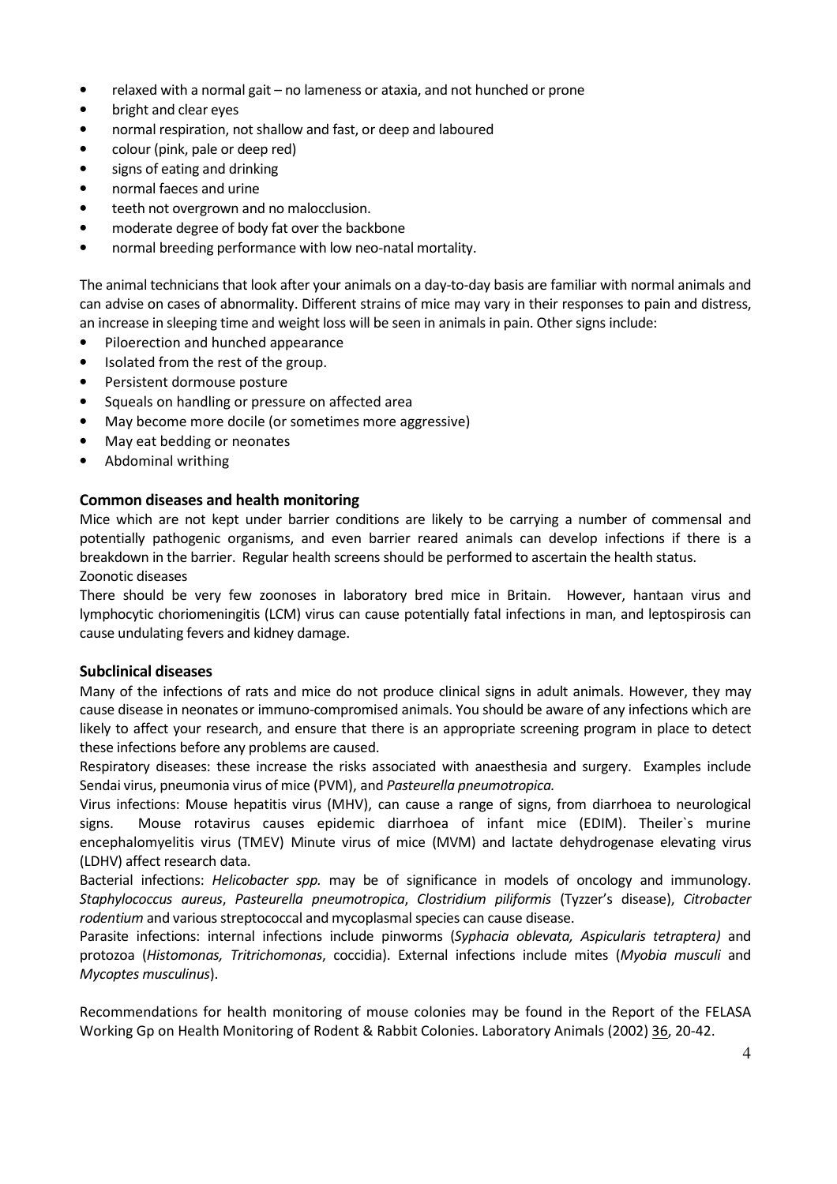- relaxed with a normal gait – no lameness or ataxia, and not hunched or prone
- bright and clear eyes
- normal respiration, not shallow and fast, or deep and laboured
- colour (pink, pale or deep red)
- signs of eating and drinking
- normal faeces and urine
- teeth not overgrown and no malocclusion.
- moderate degree of body fat over the backbone
- normal breeding performance with low neo-natal mortality.

The animal technicians that look after your animals on a day-to-day basis are familiar with normal animals and can advise on cases of abnormality. Different strains of mice may vary in their responses to pain and distress, an increase in sleeping time and weight loss will be seen in animals in pain. Other signs include:

- Piloerection and hunched appearance
- Isolated from the rest of the group.
- Persistent dormouse posture
- Squeals on handling or pressure on affected area
- May become more docile (or sometimes more aggressive)
- May eat bedding or neonates
- Abdominal writhing

### Common diseases and health monitoring

Mice which are not kept under barrier conditions are likely to be carrying a number of commensal and potentially pathogenic organisms, and even barrier reared animals can develop infections if there is a breakdown in the barrier. Regular health screens should be performed to ascertain the health status.

Zoonotic diseases

There should be very few zoonoses in laboratory bred mice in Britain. However, hantaan virus and lymphocytic choriomeningitis (LCM) virus can cause potentially fatal infections in man, and leptospirosis can cause undulating fevers and kidney damage.

### Subclinical diseases

Many of the infections of rats and mice do not produce clinical signs in adult animals. However, they may cause disease in neonates or immuno-compromised animals. You should be aware of any infections which are likely to affect your research, and ensure that there is an appropriate screening program in place to detect these infections before any problems are caused.

Respiratory diseases: these increase the risks associated with anaesthesia and surgery. Examples include Sendai virus, pneumonia virus of mice (PVM), and *Pasteurella pneumotropica.*

Virus infections: Mouse hepatitis virus (MHV), can cause a range of signs, from diarrhoea to neurological signs. Mouse rotavirus causes epidemic diarrhoea of infant mice (EDIM). Theiler`s murine encephalomyelitis virus (TMEV) Minute virus of mice (MVM) and lactate dehydrogenase elevating virus (LDHV) affect research data.

Bacterial infections: *Helicobacter spp.* may be of significance in models of oncology and immunology. *Staphylococcus aureus*, *Pasteurella pneumotropica*, *Clostridium piliformis* (Tyzzer's disease), *Citrobacter rodentium* and various streptococcal and mycoplasmal species can cause disease.

Parasite infections: internal infections include pinworms (*Syphacia oblevata, Aspicularis tetraptera)* and protozoa (*Histomonas, Tritrichomonas*, coccidia). External infections include mites (*Myobia musculi* and *Mycoptes musculinus*).

Recommendations for health monitoring of mouse colonies may be found in the Report of the FELASA Working Gp on Health Monitoring of Rodent & Rabbit Colonies. Laboratory Animals (2002) 36, 20-42.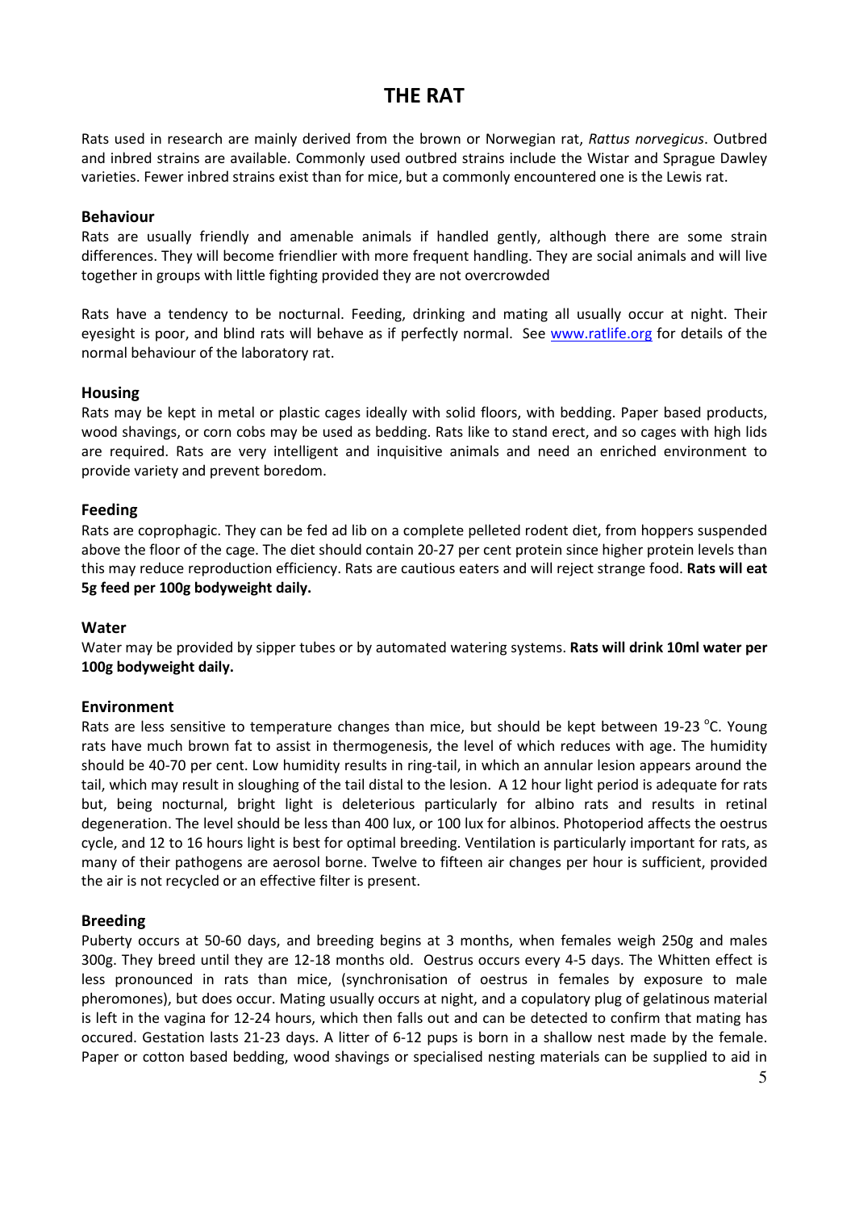# THE RAT

Rats used in research are mainly derived from the brown or Norwegian rat, *Rattus norvegicus*. Outbred and inbred strains are available. Commonly used outbred strains include the Wistar and Sprague Dawley varieties. Fewer inbred strains exist than for mice, but a commonly encountered one is the Lewis rat.

### Behaviour

Rats are usually friendly and amenable animals if handled gently, although there are some strain differences. They will become friendlier with more frequent handling. They are social animals and will live together in groups with little fighting provided they are not overcrowded

Rats have a tendency to be nocturnal. Feeding, drinking and mating all usually occur at night. Their eyesight is poor, and blind rats will behave as if perfectly normal. See [www.ratlife.org](http://www.ratlife.org) for details of the normal behaviour of the laboratory rat.

### Housing

Rats may be kept in metal or plastic cages ideally with solid floors, with bedding. Paper based products, wood shavings, or corn cobs may be used as bedding. Rats like to stand erect, and so cages with high lids are required. Rats are very intelligent and inquisitive animals and need an enriched environment to provide variety and prevent boredom.

### Feeding

Rats are coprophagic. They can be fed ad lib on a complete pelleted rodent diet, from hoppers suspended above the floor of the cage. The diet should contain 20-27 per cent protein since higher protein levels than this may reduce reproduction efficiency. Rats are cautious eaters and will reject strange food. **Rats will eat 5g feed per 100g bodyweight daily.**

### Water

Water may be provided by sipper tubes or by automated watering systems. **Rats will drink 10ml water per 100g bodyweight daily.**

### Environment

Rats are less sensitive to temperature changes than mice, but should be kept between 19-23 °C. Young rats have much brown fat to assist in thermogenesis, the level of which reduces with age. The humidity should be 40-70 per cent. Low humidity results in ring-tail, in which an annular lesion appears around the tail, which may result in sloughing of the tail distal to the lesion. A 12 hour light period is adequate for rats but, being nocturnal, bright light is deleterious particularly for albino rats and results in retinal degeneration. The level should be less than 400 lux, or 100 lux for albinos. Photoperiod affects the oestrus cycle, and 12 to 16 hours light is best for optimal breeding. Ventilation is particularly important for rats, as many of their pathogens are aerosol borne. Twelve to fifteen air changes per hour is sufficient, provided the air is not recycled or an effective filter is present.

### Breeding

Puberty occurs at 50-60 days, and breeding begins at 3 months, when females weigh 250g and males 300g. They breed until they are 12-18 months old. Oestrus occurs every 4-5 days. The Whitten effect is less pronounced in rats than mice, (synchronisation of oestrus in females by exposure to male pheromones), but does occur. Mating usually occurs at night, and a copulatory plug of gelatinous material is left in the vagina for 12-24 hours, which then falls out and can be detected to confirm that mating has occured. Gestation lasts 21-23 days. A litter of 6-12 pups is born in a shallow nest made by the female. Paper or cotton based bedding, wood shavings or specialised nesting materials can be supplied to aid in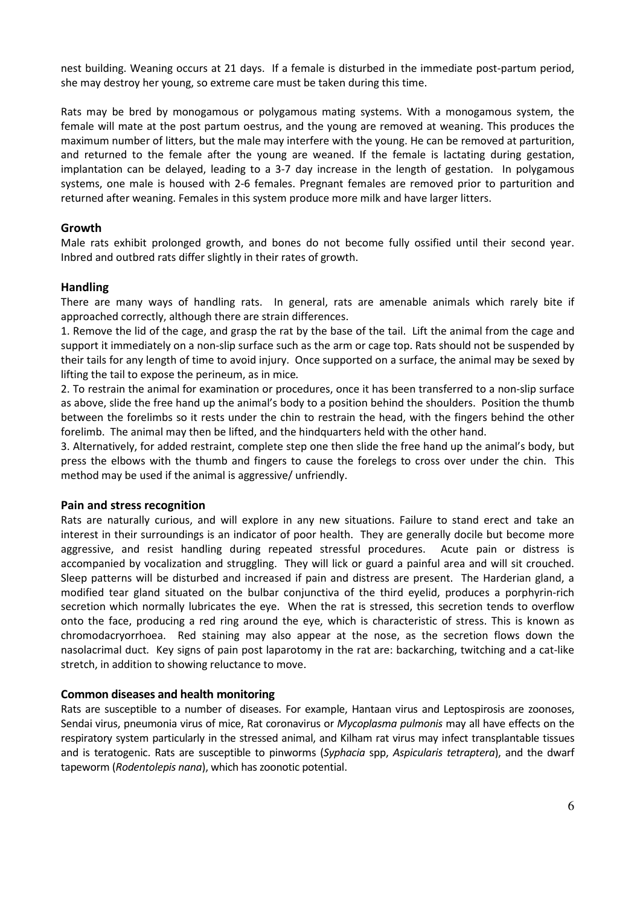nest building. Weaning occurs at 21 days. If a female is disturbed in the immediate post-partum period, she may destroy her young, so extreme care must be taken during this time.

Rats may be bred by monogamous or polygamous mating systems. With a monogamous system, the female will mate at the post partum oestrus, and the young are removed at weaning. This produces the maximum number of litters, but the male may interfere with the young. He can be removed at parturition, and returned to the female after the young are weaned. If the female is lactating during gestation, implantation can be delayed, leading to a 3-7 day increase in the length of gestation. In polygamous systems, one male is housed with 2-6 females. Pregnant females are removed prior to parturition and returned after weaning. Females in this system produce more milk and have larger litters.

### Growth

Male rats exhibit prolonged growth, and bones do not become fully ossified until their second year. Inbred and outbred rats differ slightly in their rates of growth.

### Handling

There are many ways of handling rats. In general, rats are amenable animals which rarely bite if approached correctly, although there are strain differences.

1. Remove the lid of the cage, and grasp the rat by the base of the tail. Lift the animal from the cage and support it immediately on a non-slip surface such as the arm or cage top. Rats should not be suspended by their tails for any length of time to avoid injury. Once supported on a surface, the animal may be sexed by lifting the tail to expose the perineum, as in mice.
2. To restrain the animal for examination or procedures, once it has been transferred to a non-slip surface as above, slide the free hand up the animal's body to a position behind the shoulders. Position the thumb between the forelimbs so it rests under the chin to restrain the head, with the fingers behind the other forelimb. The animal may then be lifted, and the hindquarters held with the other hand.
3. Alternatively, for added restraint, complete step one then slide the free hand up the animal's body, but press the elbows with the thumb and fingers to cause the forelegs to cross over under the chin. This method may be used if the animal is aggressive/ unfriendly.

### Pain and stress recognition

Rats are naturally curious, and will explore in any new situations. Failure to stand erect and take an interest in their surroundings is an indicator of poor health. They are generally docile but become more aggressive, and resist handling during repeated stressful procedures. Acute pain or distress is accompanied by vocalization and struggling. They will lick or guard a painful area and will sit crouched. Sleep patterns will be disturbed and increased if pain and distress are present. The Harderian gland, a modified tear gland situated on the bulbar conjunctiva of the third eyelid, produces a porphyrin-rich secretion which normally lubricates the eye. When the rat is stressed, this secretion tends to overflow onto the face, producing a red ring around the eye, which is characteristic of stress. This is known as chromodacryorrhoea. Red staining may also appear at the nose, as the secretion flows down the nasolacrimal duct. Key signs of pain post laparotomy in the rat are: backarching, twitching and a cat-like stretch, in addition to showing reluctance to move.

### Common diseases and health monitoring

Rats are susceptible to a number of diseases. For example, Hantaan virus and Leptospirosis are zoonoses, Sendai virus, pneumonia virus of mice, Rat coronavirus or *Mycoplasma pulmonis* may all have effects on the respiratory system particularly in the stressed animal, and Kilham rat virus may infect transplantable tissues and is teratogenic. Rats are susceptible to pinworms (*Syphacia* spp, *Aspicularis tetraptera*), and the dwarf tapeworm (*Rodentolepis nana*), which has zoonotic potential.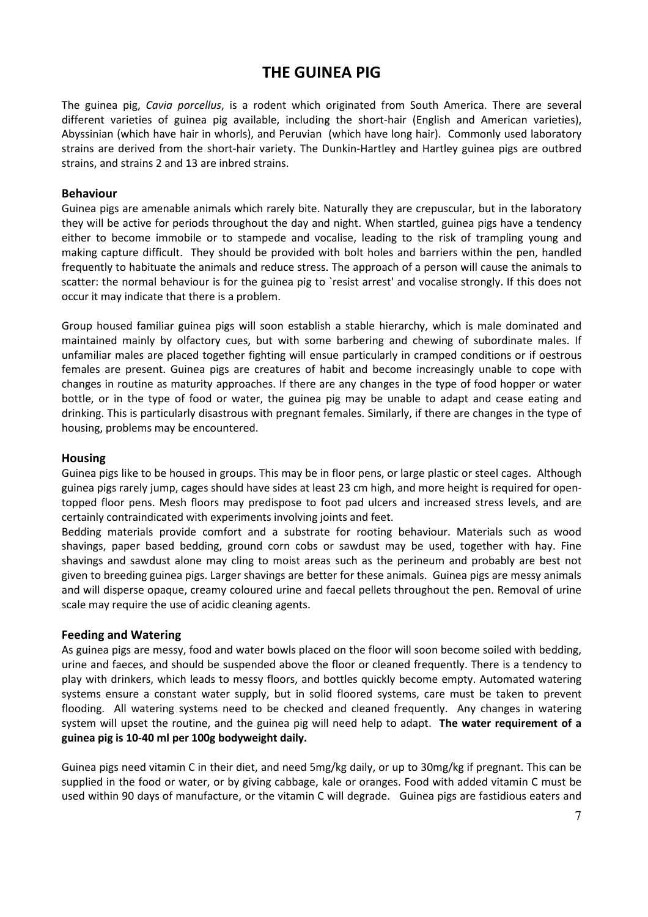# THE GUINEA PIG

The guinea pig, *Cavia porcellus*, is a rodent which originated from South America. There are several different varieties of guinea pig available, including the short-hair (English and American varieties), Abyssinian (which have hair in whorls), and Peruvian (which have long hair). Commonly used laboratory strains are derived from the short-hair variety. The Dunkin-Hartley and Hartley guinea pigs are outbred strains, and strains 2 and 13 are inbred strains.

## Behaviour

Guinea pigs are amenable animals which rarely bite. Naturally they are crepuscular, but in the laboratory they will be active for periods throughout the day and night. When startled, guinea pigs have a tendency either to become immobile or to stampede and vocalise, leading to the risk of trampling young and making capture difficult. They should be provided with bolt holes and barriers within the pen, handled frequently to habituate the animals and reduce stress. The approach of a person will cause the animals to scatter: the normal behaviour is for the guinea pig to `resist arrest' and vocalise strongly. If this does not occur it may indicate that there is a problem.

Group housed familiar guinea pigs will soon establish a stable hierarchy, which is male dominated and maintained mainly by olfactory cues, but with some barbering and chewing of subordinate males. If unfamiliar males are placed together fighting will ensue particularly in cramped conditions or if oestrous females are present. Guinea pigs are creatures of habit and become increasingly unable to cope with changes in routine as maturity approaches. If there are any changes in the type of food hopper or water bottle, or in the type of food or water, the guinea pig may be unable to adapt and cease eating and drinking. This is particularly disastrous with pregnant females. Similarly, if there are changes in the type of housing, problems may be encountered.

## Housing

Guinea pigs like to be housed in groups. This may be in floor pens, or large plastic or steel cages. Although guinea pigs rarely jump, cages should have sides at least 23 cm high, and more height is required for open-topped floor pens. Mesh floors may predispose to foot pad ulcers and increased stress levels, and are certainly contraindicated with experiments involving joints and feet.

Bedding materials provide comfort and a substrate for rooting behaviour. Materials such as wood shavings, paper based bedding, ground corn cobs or sawdust may be used, together with hay. Fine shavings and sawdust alone may cling to moist areas such as the perineum and probably are best not given to breeding guinea pigs. Larger shavings are better for these animals. Guinea pigs are messy animals and will disperse opaque, creamy coloured urine and faecal pellets throughout the pen. Removal of urine scale may require the use of acidic cleaning agents.

## Feeding and Watering

As guinea pigs are messy, food and water bowls placed on the floor will soon become soiled with bedding, urine and faeces, and should be suspended above the floor or cleaned frequently. There is a tendency to play with drinkers, which leads to messy floors, and bottles quickly become empty. Automated watering systems ensure a constant water supply, but in solid floored systems, care must be taken to prevent flooding. All watering systems need to be checked and cleaned frequently. Any changes in watering system will upset the routine, and the guinea pig will need help to adapt. **The water requirement of a guinea pig is 10-40 ml per 100g bodyweight daily.**

Guinea pigs need vitamin C in their diet, and need 5mg/kg daily, or up to 30mg/kg if pregnant. This can be supplied in the food or water, or by giving cabbage, kale or oranges. Food with added vitamin C must be used within 90 days of manufacture, or the vitamin C will degrade. Guinea pigs are fastidious eaters and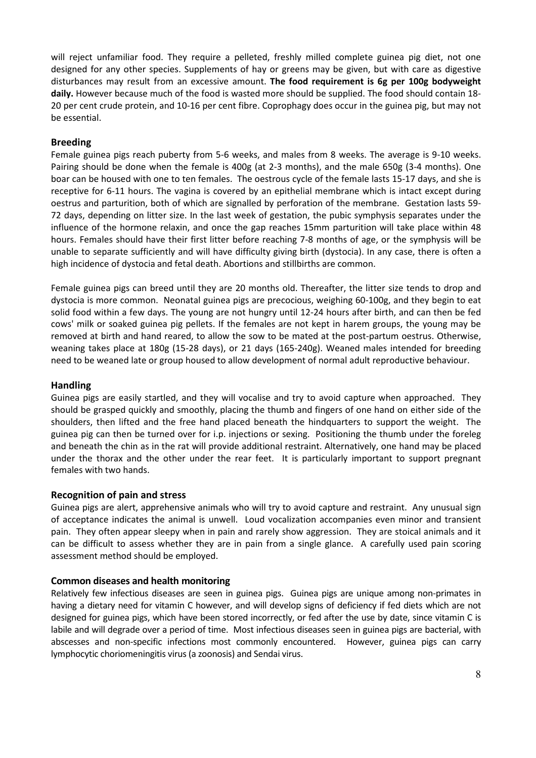will reject unfamiliar food. They require a pelleted, freshly milled complete guinea pig diet, not one designed for any other species. Supplements of hay or greens may be given, but with care as digestive disturbances may result from an excessive amount. **The food requirement is 6g per 100g bodyweight daily.** However because much of the food is wasted more should be supplied. The food should contain 18-20 per cent crude protein, and 10-16 per cent fibre. Coprophagy does occur in the guinea pig, but may not be essential.

### Breeding

Female guinea pigs reach puberty from 5-6 weeks, and males from 8 weeks. The average is 9-10 weeks. Pairing should be done when the female is 400g (at 2-3 months), and the male 650g (3-4 months). One boar can be housed with one to ten females. The oestrous cycle of the female lasts 15-17 days, and she is receptive for 6-11 hours. The vagina is covered by an epithelial membrane which is intact except during oestrus and parturition, both of which are signalled by perforation of the membrane. Gestation lasts 59-72 days, depending on litter size. In the last week of gestation, the pubic symphysis separates under the influence of the hormone relaxin, and once the gap reaches 15mm parturition will take place within 48 hours. Females should have their first litter before reaching 7-8 months of age, or the symphysis will be unable to separate sufficiently and will have difficulty giving birth (dystocia). In any case, there is often a high incidence of dystocia and fetal death. Abortions and stillbirths are common.

Female guinea pigs can breed until they are 20 months old. Thereafter, the litter size tends to drop and dystocia is more common. Neonatal guinea pigs are precocious, weighing 60-100g, and they begin to eat solid food within a few days. The young are not hungry until 12-24 hours after birth, and can then be fed cows' milk or soaked guinea pig pellets. If the females are not kept in harem groups, the young may be removed at birth and hand reared, to allow the sow to be mated at the post-partum oestrus. Otherwise, weaning takes place at 180g (15-28 days), or 21 days (165-240g). Weaned males intended for breeding need to be weaned late or group housed to allow development of normal adult reproductive behaviour.

### Handling

Guinea pigs are easily startled, and they will vocalise and try to avoid capture when approached. They should be grasped quickly and smoothly, placing the thumb and fingers of one hand on either side of the shoulders, then lifted and the free hand placed beneath the hindquarters to support the weight. The guinea pig can then be turned over for i.p. injections or sexing. Positioning the thumb under the foreleg and beneath the chin as in the rat will provide additional restraint. Alternatively, one hand may be placed under the thorax and the other under the rear feet. It is particularly important to support pregnant females with two hands.

### Recognition of pain and stress

Guinea pigs are alert, apprehensive animals who will try to avoid capture and restraint. Any unusual sign of acceptance indicates the animal is unwell. Loud vocalization accompanies even minor and transient pain. They often appear sleepy when in pain and rarely show aggression. They are stoical animals and it can be difficult to assess whether they are in pain from a single glance. A carefully used pain scoring assessment method should be employed.

### Common diseases and health monitoring

Relatively few infectious diseases are seen in guinea pigs. Guinea pigs are unique among non-primates in having a dietary need for vitamin C however, and will develop signs of deficiency if fed diets which are not designed for guinea pigs, which have been stored incorrectly, or fed after the use by date, since vitamin C is labile and will degrade over a period of time. Most infectious diseases seen in guinea pigs are bacterial, with abscesses and non-specific infections most commonly encountered. However, guinea pigs can carry lymphocytic choriomeningitis virus (a zoonosis) and Sendai virus.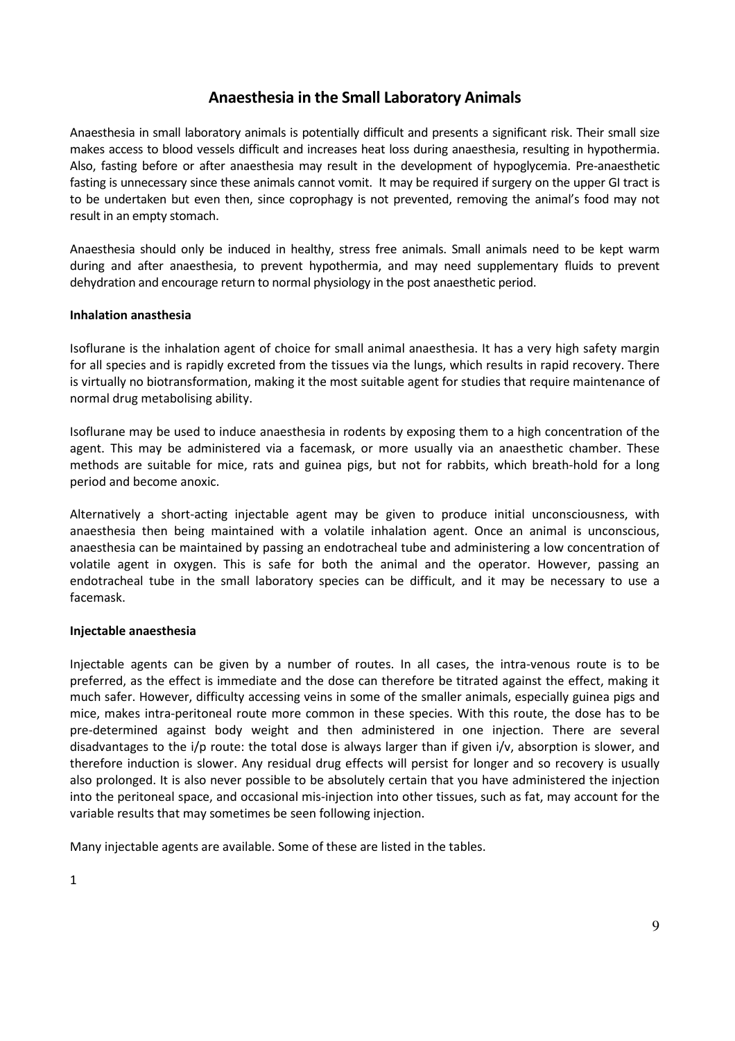# Anaesthesia in the Small Laboratory Animals

Anaesthesia in small laboratory animals is potentially difficult and presents a significant risk. Their small size makes access to blood vessels difficult and increases heat loss during anaesthesia, resulting in hypothermia. Also, fasting before or after anaesthesia may result in the development of hypoglycemia. Pre-anaesthetic fasting is unnecessary since these animals cannot vomit. It may be required if surgery on the upper GI tract is to be undertaken but even then, since coprophagy is not prevented, removing the animal's food may not result in an empty stomach.

Anaesthesia should only be induced in healthy, stress free animals. Small animals need to be kept warm during and after anaesthesia, to prevent hypothermia, and may need supplementary fluids to prevent dehydration and encourage return to normal physiology in the post anaesthetic period.

**Inhalation anasthesia**

Isoflurane is the inhalation agent of choice for small animal anaesthesia. It has a very high safety margin for all species and is rapidly excreted from the tissues via the lungs, which results in rapid recovery. There is virtually no biotransformation, making it the most suitable agent for studies that require maintenance of normal drug metabolising ability.

Isoflurane may be used to induce anaesthesia in rodents by exposing them to a high concentration of the agent. This may be administered via a facemask, or more usually via an anaesthetic chamber. These methods are suitable for mice, rats and guinea pigs, but not for rabbits, which breath-hold for a long period and become anoxic.

Alternatively a short-acting injectable agent may be given to produce initial unconsciousness, with anaesthesia then being maintained with a volatile inhalation agent. Once an animal is unconscious, anaesthesia can be maintained by passing an endotracheal tube and administering a low concentration of volatile agent in oxygen. This is safe for both the animal and the operator. However, passing an endotracheal tube in the small laboratory species can be difficult, and it may be necessary to use a facemask.

**Injectable anaesthesia**

Injectable agents can be given by a number of routes. In all cases, the intra-venous route is to be preferred, as the effect is immediate and the dose can therefore be titrated against the effect, making it much safer. However, difficulty accessing veins in some of the smaller animals, especially guinea pigs and mice, makes intra-peritoneal route more common in these species. With this route, the dose has to be pre-determined against body weight and then administered in one injection. There are several disadvantages to the i/p route: the total dose is always larger than if given i/v, absorption is slower, and therefore induction is slower. Any residual drug effects will persist for longer and so recovery is usually also prolonged. It is also never possible to be absolutely certain that you have administered the injection into the peritoneal space, and occasional mis-injection into other tissues, such as fat, may account for the variable results that may sometimes be seen following injection.

Many injectable agents are available. Some of these are listed in the tables.

1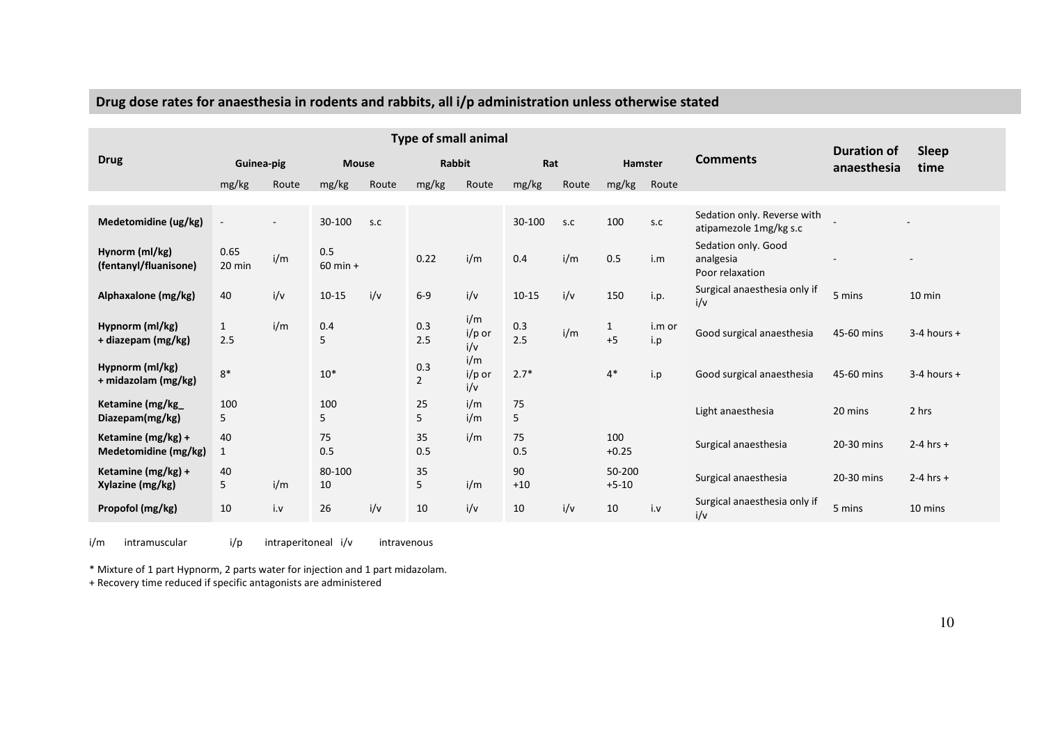## Drug dose rates for anaesthesia in rodents and rabbits, all i/p administration unless otherwise stated

| Drug | Type of small animal | | | | | | | | | | Comments | Duration of anaesthesia | Sleep time |
|---|---|---|---|---|---|---|---|---|---|---|---|---|---|
| | Guinea-pig | | Mouse | | Rabbit | | Rat | | Hamster | | | | |
| | mg/kg | Route | mg/kg | Route | mg/kg | Route | mg/kg | Route | mg/kg | Route | | | |
| **Medetomidine (ug/kg)** | - | - | 30-100 | s.c | | | 30-100 | s.c | 100 | s.c | Sedation only. Reverse with atipamezole 1mg/kg s.c | - | - |
| **Hynorm (ml/kg) (fentanyl/fluanisone)** | 0.65 20 min | i/m | 0.5 60 min + | | 0.22 | i/m | 0.4 | i/m | 0.5 | i.m | Sedation only. Good analgesia Poor relaxation | - | - |
| **Alphaxalone (mg/kg)** | 40 | i/v | 10-15 | i/v | 6-9 | i/v | 10-15 | i/v | 150 | i.p. | Surgical anaesthesia only if i/v | 5 mins | 10 min |
| **Hypnorm (ml/kg) + diazepam (mg/kg)** | 1 2.5 | i/m | 0.4 5 | | 0.3 2.5 | i/m i/p or i/v | 0.3 2.5 | i/m | 1 +5 | i.m or i.p | Good surgical anaesthesia | 45-60 mins | 3-4 hours + |
| **Hypnorm (ml/kg) + midazolam (mg/kg)** | 8* | | 10* | | 0.3 2 | i/m i/p or i/v | 2.7* | | 4* | i.p | Good surgical anaesthesia | 45-60 mins | 3-4 hours + |
| **Ketamine (mg/kg_ Diazepam(mg/kg)** | 100 5 | | 100 5 | | 25 5 | i/m i/m | 75 5 | | | | Light anaesthesia | 20 mins | 2 hrs |
| **Ketamine (mg/kg) + Medetomidine (mg/kg)** | 40 1 | | 75 0.5 | | 35 0.5 | i/m | 75 0.5 | | 100 +0.25 | | Surgical anaesthesia | 20-30 mins | 2-4 hrs + |
| **Ketamine (mg/kg) + Xylazine (mg/kg)** | 40 5 | i/m | 80-100 10 | | 35 5 | i/m | 90 +10 | | 50-200 +5-10 | | Surgical anaesthesia | 20-30 mins | 2-4 hrs + |
| **Propofol (mg/kg)** | 10 | i.v | 26 | i/v | 10 | i/v | 10 | i/v | 10 | i.v | Surgical anaesthesia only if i/v | 5 mins | 10 mins |

i/m intramuscular i/p intraperitoneal i/v intravenous

\* Mixture of 1 part Hypnorm, 2 parts water for injection and 1 part midazolam.

\+ Recovery time reduced if specific antagonists are administered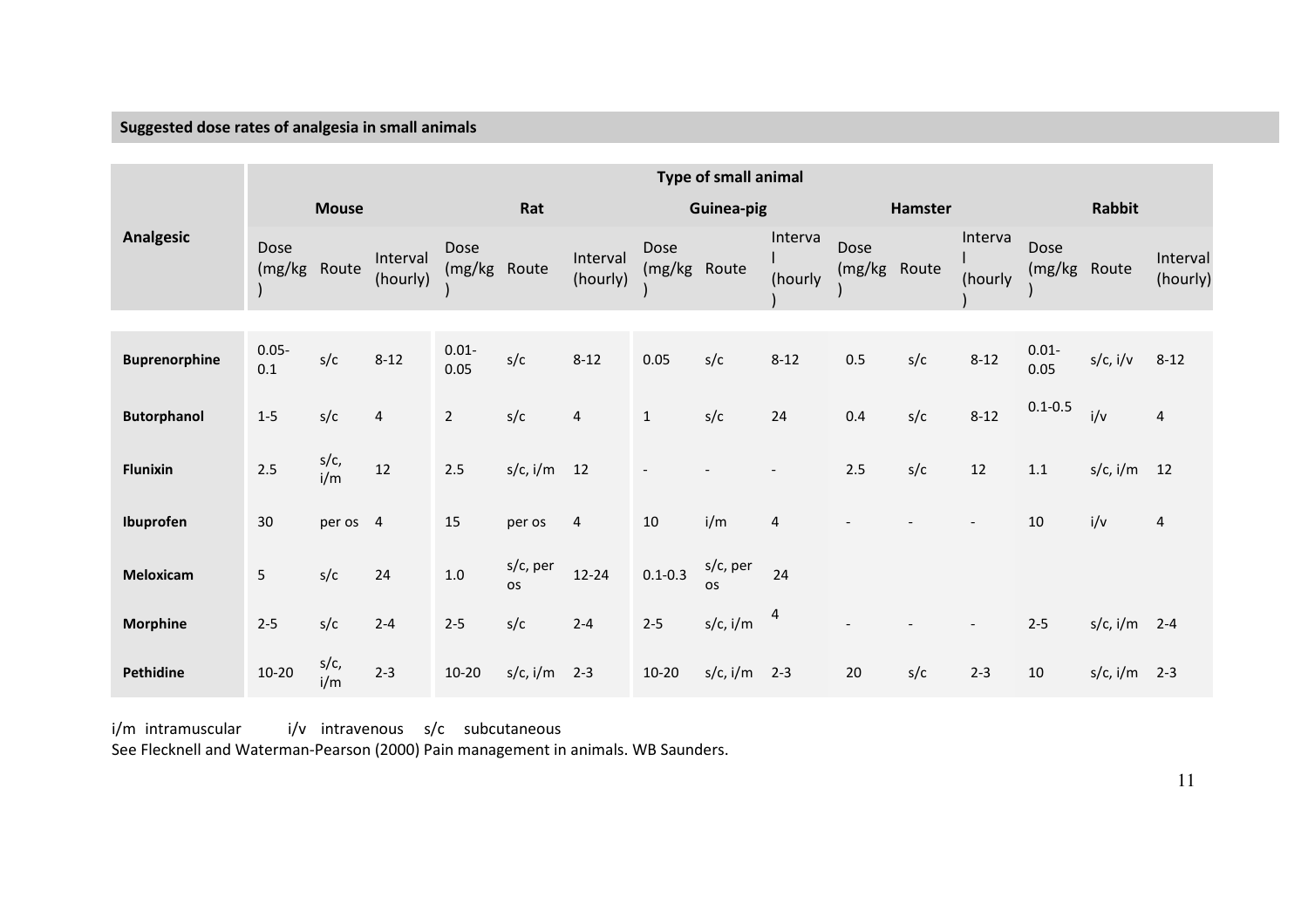## Suggested dose rates of analgesia in small animals

| Analgesic | Type of small animal | | | | | | | | | | | | | | |
|---|---|---|---|---|---|---|---|---|---|---|---|---|---|---|---|
| | Mouse | | | Rat | | | Guinea-pig | | | Hamster | | | Rabbit | | |
| | Dose (mg/kg) | Route | Interval (hourly) | Dose (mg/kg) | Route | Interval (hourly) | Dose (mg/kg) | Route | Interval (hourly) | Dose (mg/kg) | Route | Interval (hourly) | Dose (mg/kg) | Route | Interval (hourly) |
| **Buprenorphine** | 0.05-0.1 | s/c | 8-12 | 0.01-0.05 | s/c | 8-12 | 0.05 | s/c | 8-12 | 0.5 | s/c | 8-12 | 0.01-0.05 | s/c, i/v | 8-12 |
| **Butorphanol** | 1-5 | s/c | 4 | 2 | s/c | 4 | 1 | s/c | 24 | 0.4 | s/c | 8-12 | 0.1-0.5 | i/v | 4 |
| **Flunixin** | 2.5 | s/c, i/m | 12 | 2.5 | s/c, i/m | 12 | - | - | - | 2.5 | s/c | 12 | 1.1 | s/c, i/m | 12 |
| **Ibuprofen** | 30 | per os | 4 | 15 | per os | 4 | 10 | i/m | 4 | - | - | - | 10 | i/v | 4 |
| **Meloxicam** | 5 | s/c | 24 | 1.0 | s/c, per os | 12-24 | 0.1-0.3 | s/c, per os | 24 | | | | | | |
| **Morphine** | 2-5 | s/c | 2-4 | 2-5 | s/c | 2-4 | 2-5 | s/c, i/m | 4 | - | - | - | 2-5 | s/c, i/m | 2-4 |
| **Pethidine** | 10-20 | s/c, i/m | 2-3 | 10-20 | s/c, i/m | 2-3 | 10-20 | s/c, i/m | 2-3 | 20 | s/c | 2-3 | 10 | s/c, i/m | 2-3 |

i/m intramuscular i/v intravenous s/c subcutaneous

See Flecknell and Waterman-Pearson (2000) Pain management in animals. WB Saunders.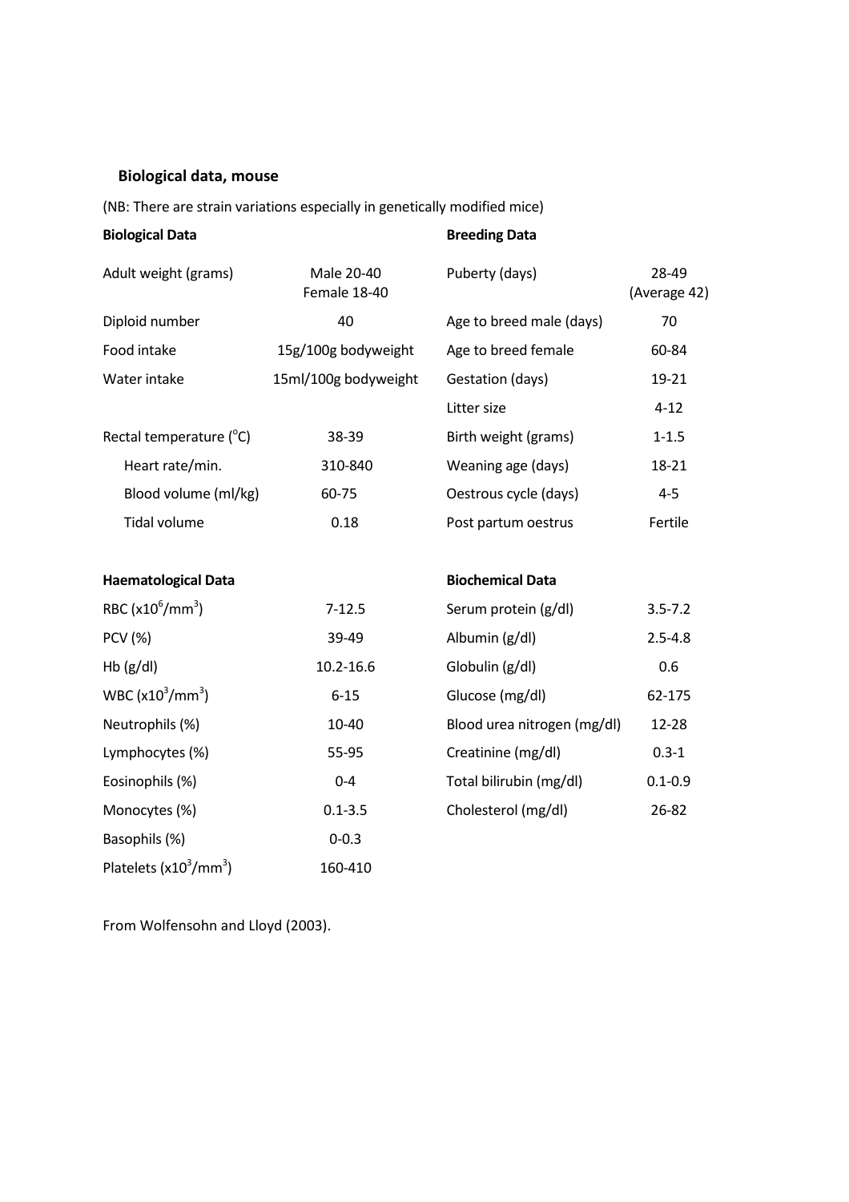## Biological data, mouse

(NB: There are strain variations especially in genetically modified mice)

| Biological Data | | Breeding Data | |
|---|---|---|---|
| Adult weight (grams) | Male 20-40<br>Female 18-40 | Puberty (days) | 28-49<br>(Average 42) |
| Diploid number | 40 | Age to breed male (days) | 70 |
| Food intake | 15g/100g bodyweight | Age to breed female | 60-84 |
| Water intake | 15ml/100g bodyweight | Gestation (days) | 19-21 |
| | | Litter size | 4-12 |
| Rectal temperature (°C) | 38-39 | Birth weight (grams) | 1-1.5 |
| Heart rate/min. | 310-840 | Weaning age (days) | 18-21 |
| Blood volume (ml/kg) | 60-75 | Oestrous cycle (days) | 4-5 |
| Tidal volume | 0.18 | Post partum oestrus | Fertile |

| Haematological Data | | Biochemical Data | |
|---|---|---|---|
| RBC ($x10^6/mm^3$) | 7-12.5 | Serum protein (g/dl) | 3.5-7.2 |
| PCV (%) | 39-49 | Albumin (g/dl) | 2.5-4.8 |
| Hb (g/dl) | 10.2-16.6 | Globulin (g/dl) | 0.6 |
| WBC ($x10^3/mm^3$) | 6-15 | Glucose (mg/dl) | 62-175 |
| Neutrophils (%) | 10-40 | Blood urea nitrogen (mg/dl) | 12-28 |
| Lymphocytes (%) | 55-95 | Creatinine (mg/dl) | 0.3-1 |
| Eosinophils (%) | 0-4 | Total bilirubin (mg/dl) | 0.1-0.9 |
| Monocytes (%) | 0.1-3.5 | Cholesterol (mg/dl) | 26-82 |
| Basophils (%) | 0-0.3 | | |
| Platelets ($x10^3/mm^3$) | 160-410 | | |

From Wolfensohn and Lloyd (2003).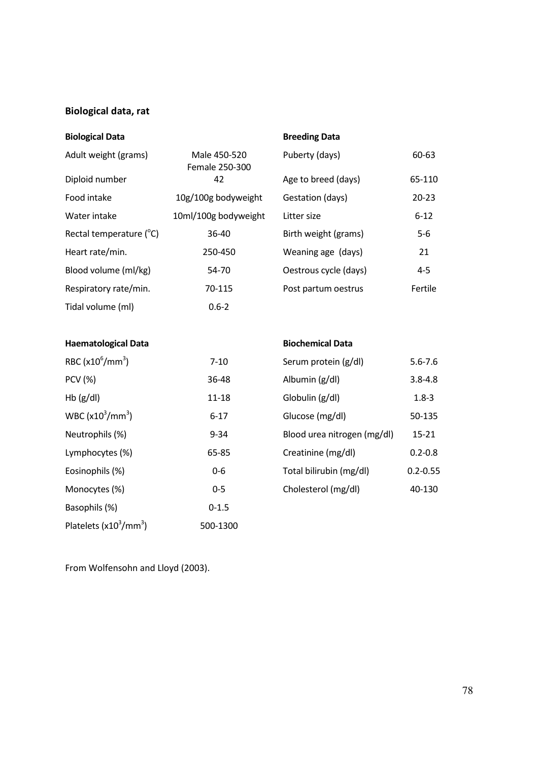## Biological data, rat

| **Biological Data** | | **Breeding Data** | |
|---|---|---|---|
| Adult weight (grams) | Male 450-520<br>Female 250-300 | Puberty (days) | 60-63 |
| Diploid number | 42 | Age to breed (days) | 65-110 |
| Food intake | 10g/100g bodyweight | Gestation (days) | 20-23 |
| Water intake | 10ml/100g bodyweight | Litter size | 6-12 |
| Rectal temperature (°C) | 36-40 | Birth weight (grams) | 5-6 |
| Heart rate/min. | 250-450 | Weaning age (days) | 21 |
| Blood volume (ml/kg) | 54-70 | Oestrous cycle (days) | 4-5 |
| Respiratory rate/min. | 70-115 | Post partum oestrus | Fertile |
| Tidal volume (ml) | 0.6-2 | | |

| **Haematological Data** | | **Biochemical Data** | |
|---|---|---|---|
| RBC ($x10^6/mm^3$) | 7-10 | Serum protein (g/dl) | 5.6-7.6 |
| PCV (%) | 36-48 | Albumin (g/dl) | 3.8-4.8 |
| Hb (g/dl) | 11-18 | Globulin (g/dl) | 1.8-3 |
| WBC ($x10^3/mm^3$) | 6-17 | Glucose (mg/dl) | 50-135 |
| Neutrophils (%) | 9-34 | Blood urea nitrogen (mg/dl) | 15-21 |
| Lymphocytes (%) | 65-85 | Creatinine (mg/dl) | 0.2-0.8 |
| Eosinophils (%) | 0-6 | Total bilirubin (mg/dl) | 0.2-0.55 |
| Monocytes (%) | 0-5 | Cholesterol (mg/dl) | 40-130 |
| Basophils (%) | 0-1.5 | | |
| Platelets ($x10^3/mm^3$) | 500-1300 | | |

From Wolfensohn and Lloyd (2003).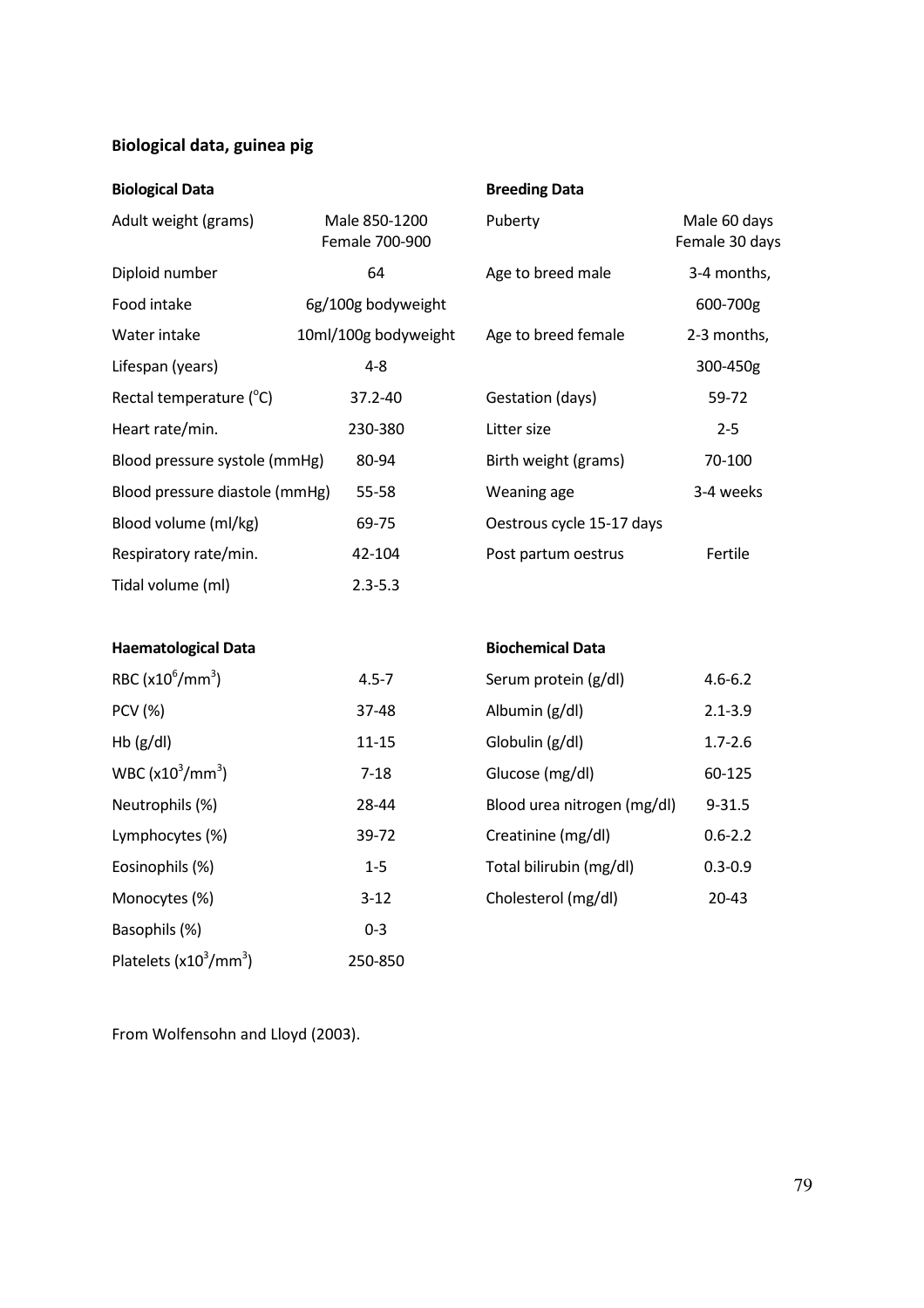## Biological data, guinea pig

| Biological Data | | Breeding Data | |
|---|---|---|---|
| Adult weight (grams) | Male 850-1200<br>Female 700-900 | Puberty | Male 60 days<br>Female 30 days |
| Diploid number | 64 | Age to breed male | 3-4 months, |
| Food intake | 6g/100g bodyweight | | 600-700g |
| Water intake | 10ml/100g bodyweight | Age to breed female | 2-3 months, |
| Lifespan (years) | 4-8 | | 300-450g |
| Rectal temperature (°C) | 37.2-40 | Gestation (days) | 59-72 |
| Heart rate/min. | 230-380 | Litter size | 2-5 |
| Blood pressure systole (mmHg) | 80-94 | Birth weight (grams) | 70-100 |
| Blood pressure diastole (mmHg) | 55-58 | Weaning age | 3-4 weeks |
| Blood volume (ml/kg) | 69-75 | Oestrous cycle 15-17 days | |
| Respiratory rate/min. | 42-104 | Post partum oestrus | Fertile |
| Tidal volume (ml) | 2.3-5.3 | | |

| Haematological Data | | Biochemical Data | |
|---|---|---|---|
| RBC ($x10^6/mm^3$) | 4.5-7 | Serum protein (g/dl) | 4.6-6.2 |
| PCV (%) | 37-48 | Albumin (g/dl) | 2.1-3.9 |
| Hb (g/dl) | 11-15 | Globulin (g/dl) | 1.7-2.6 |
| WBC ($x10^3/mm^3$) | 7-18 | Glucose (mg/dl) | 60-125 |
| Neutrophils (%) | 28-44 | Blood urea nitrogen (mg/dl) | 9-31.5 |
| Lymphocytes (%) | 39-72 | Creatinine (mg/dl) | 0.6-2.2 |
| Eosinophils (%) | 1-5 | Total bilirubin (mg/dl) | 0.3-0.9 |
| Monocytes (%) | 3-12 | Cholesterol (mg/dl) | 20-43 |
| Basophils (%) | 0-3 | | |
| Platelets ($x10^3/mm^3$) | 250-850 | | |

From Wolfensohn and Lloyd (2003).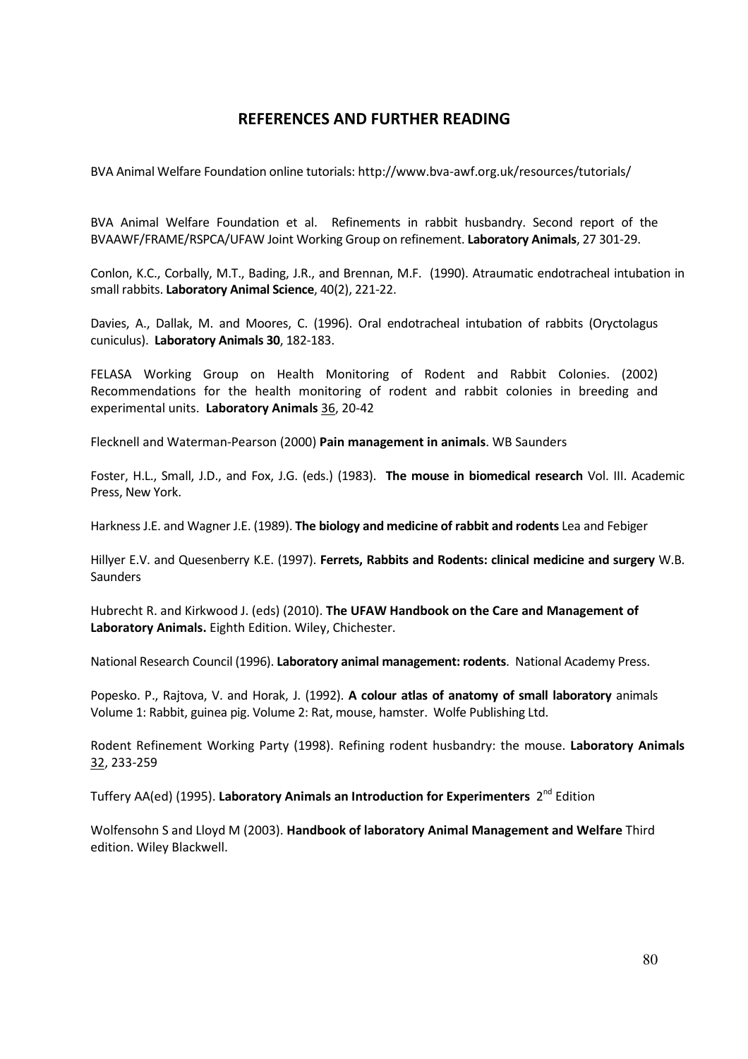## REFERENCES AND FURTHER READING

BVA Animal Welfare Foundation online tutorials: http://www.bva-awf.org.uk/resources/tutorials/

BVA Animal Welfare Foundation et al. Refinements in rabbit husbandry. Second report of the BVAAWF/FRAME/RSPCA/UFAW Joint Working Group on refinement. **Laboratory Animals**, 27 301-29.

Conlon, K.C., Corbally, M.T., Bading, J.R., and Brennan, M.F. (1990). Atraumatic endotracheal intubation in small rabbits. **Laboratory Animal Science**, 40(2), 221-22.

Davies, A., Dallak, M. and Moores, C. (1996). Oral endotracheal intubation of rabbits (Oryctolagus cuniculus). **Laboratory Animals 30**, 182-183.

FELASA Working Group on Health Monitoring of Rodent and Rabbit Colonies. (2002) Recommendations for the health monitoring of rodent and rabbit colonies in breeding and experimental units. **Laboratory Animals** 36, 20-42

Flecknell and Waterman-Pearson (2000) **Pain management in animals**. WB Saunders

Foster, H.L., Small, J.D., and Fox, J.G. (eds.) (1983). **The mouse in biomedical research** Vol. III. Academic Press, New York.

Harkness J.E. and Wagner J.E. (1989). **The biology and medicine of rabbit and rodents** Lea and Febiger

Hillyer E.V. and Quesenberry K.E. (1997). **Ferrets, Rabbits and Rodents: clinical medicine and surgery** W.B. Saunders

Hubrecht R. and Kirkwood J. (eds) (2010). **The UFAW Handbook on the Care and Management of Laboratory Animals.** Eighth Edition. Wiley, Chichester.

National Research Council (1996). **Laboratory animal management: rodents**. National Academy Press.

Popesko. P., Rajtova, V. and Horak, J. (1992). **A colour atlas of anatomy of small laboratory** animals Volume 1: Rabbit, guinea pig. Volume 2: Rat, mouse, hamster. Wolfe Publishing Ltd.

Rodent Refinement Working Party (1998). Refining rodent husbandry: the mouse. **Laboratory Animals** 32, 233-259

Tuffery AA(ed) (1995). **Laboratory Animals an Introduction for Experimenters** 2nd Edition

Wolfensohn S and Lloyd M (2003). **Handbook of laboratory Animal Management and Welfare** Third edition. Wiley Blackwell.